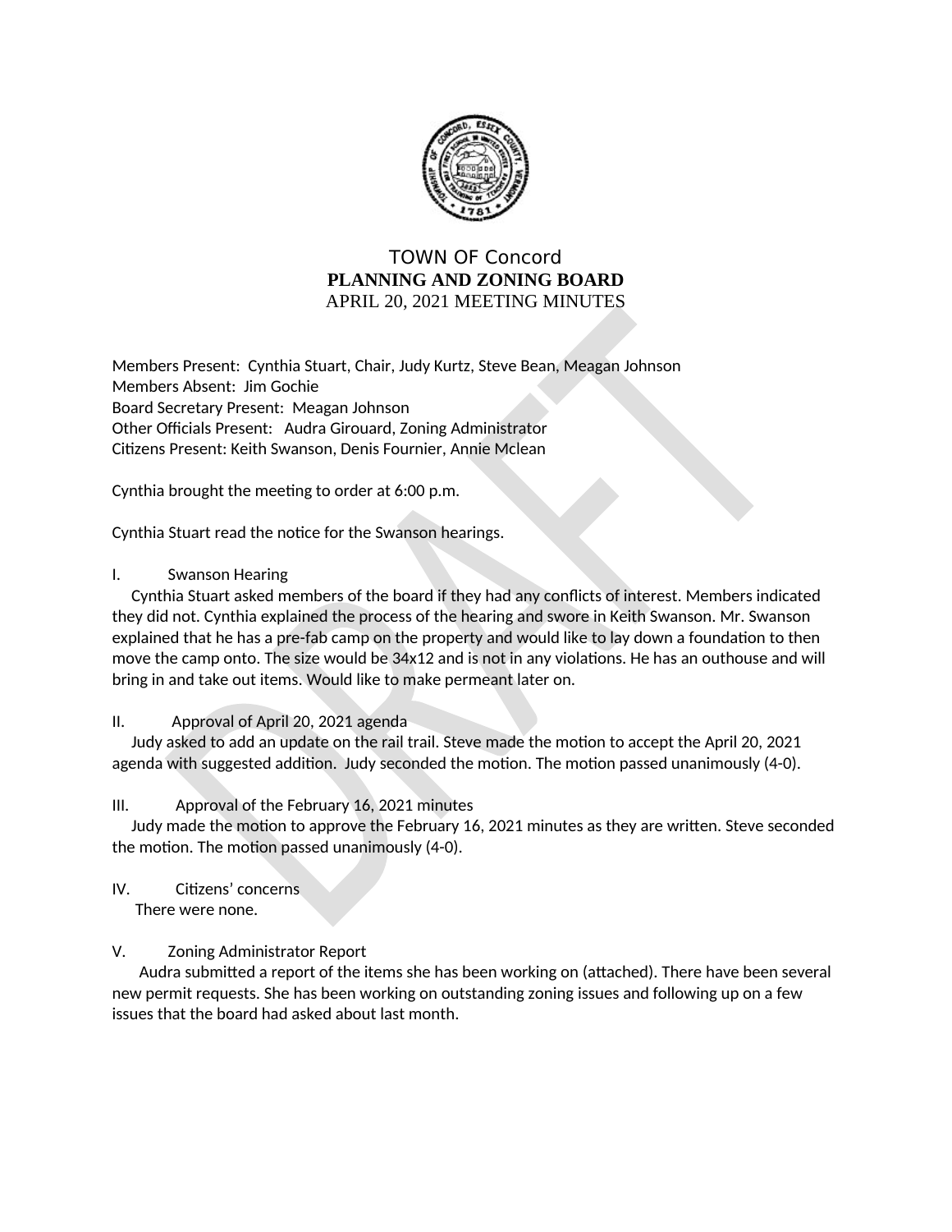# TOWN OF Concord

## PLANNING AND ZONING BOARD

APRIL 20, 2021 MEETING MINUTES

Members Present: Cynthia Stuart, Chair, Judy Kurtz, Steve Bean, Meagan Johnson
Members Absent: Jim Gochie
Board Secretary Present: Meagan Johnson
Other Officials Present: Audra Girouard, Zoning Administrator
Citizens Present: Keith Swanson, Denis Fournier, Annie Mclean

Cynthia brought the meeting to order at 6:00 p.m.

Cynthia Stuart read the notice for the Swanson hearings.

I. Swanson Hearing

Cynthia Stuart asked members of the board if they had any conflicts of interest. Members indicated they did not. Cynthia explained the process of the hearing and swore in Keith Swanson. Mr. Swanson explained that he has a pre-fab camp on the property and would like to lay down a foundation to then move the camp onto. The size would be 34x12 and is not in any violations. He has an outhouse and will bring in and take out items. Would like to make permeant later on.

II. Approval of April 20, 2021 agenda

Judy asked to add an update on the rail trail. Steve made the motion to accept the April 20, 2021 agenda with suggested addition. Judy seconded the motion. The motion passed unanimously (4-0).

III. Approval of the February 16, 2021 minutes

Judy made the motion to approve the February 16, 2021 minutes as they are written. Steve seconded the motion. The motion passed unanimously (4-0).

IV. Citizens' concerns

There were none.

V. Zoning Administrator Report

Audra submitted a report of the items she has been working on (attached). There have been several new permit requests. She has been working on outstanding zoning issues and following up on a few issues that the board had asked about last month.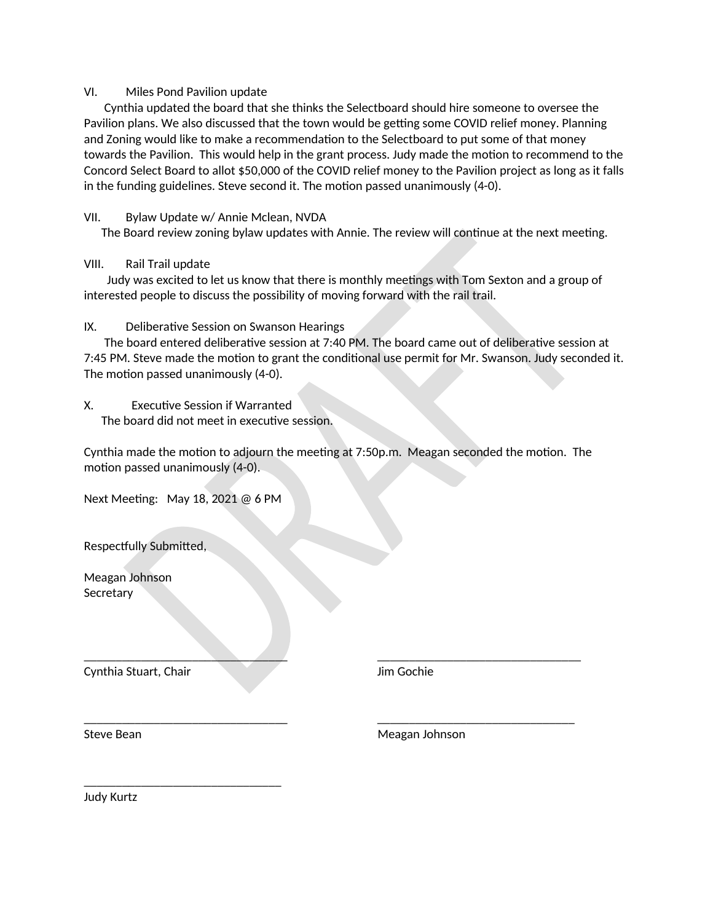VI. Miles Pond Pavilion update

Cynthia updated the board that she thinks the Selectboard should hire someone to oversee the Pavilion plans. We also discussed that the town would be getting some COVID relief money. Planning and Zoning would like to make a recommendation to the Selectboard to put some of that money towards the Pavilion. This would help in the grant process. Judy made the motion to recommend to the Concord Select Board to allot $50,000 of the COVID relief money to the Pavilion project as long as it falls in the funding guidelines. Steve second it. The motion passed unanimously (4-0).

VII. Bylaw Update w/ Annie Mclean, NVDA

The Board review zoning bylaw updates with Annie. The review will continue at the next meeting.

VIII. Rail Trail update

Judy was excited to let us know that there is monthly meetings with Tom Sexton and a group of interested people to discuss the possibility of moving forward with the rail trail.

IX. Deliberative Session on Swanson Hearings

The board entered deliberative session at 7:40 PM. The board came out of deliberative session at 7:45 PM. Steve made the motion to grant the conditional use permit for Mr. Swanson. Judy seconded it. The motion passed unanimously (4-0).

X. Executive Session if Warranted

The board did not meet in executive session.

Cynthia made the motion to adjourn the meeting at 7:50p.m. Meagan seconded the motion. The motion passed unanimously (4-0).

Next Meeting: May 18, 2021 @ 6 PM

Respectfully Submitted,

Meagan Johnson
Secretary

_________________________________
Cynthia Stuart, Chair

_________________________________
Jim Gochie

_________________________________
Steve Bean

_________________________________
Meagan Johnson

_________________________________
Judy Kurtz